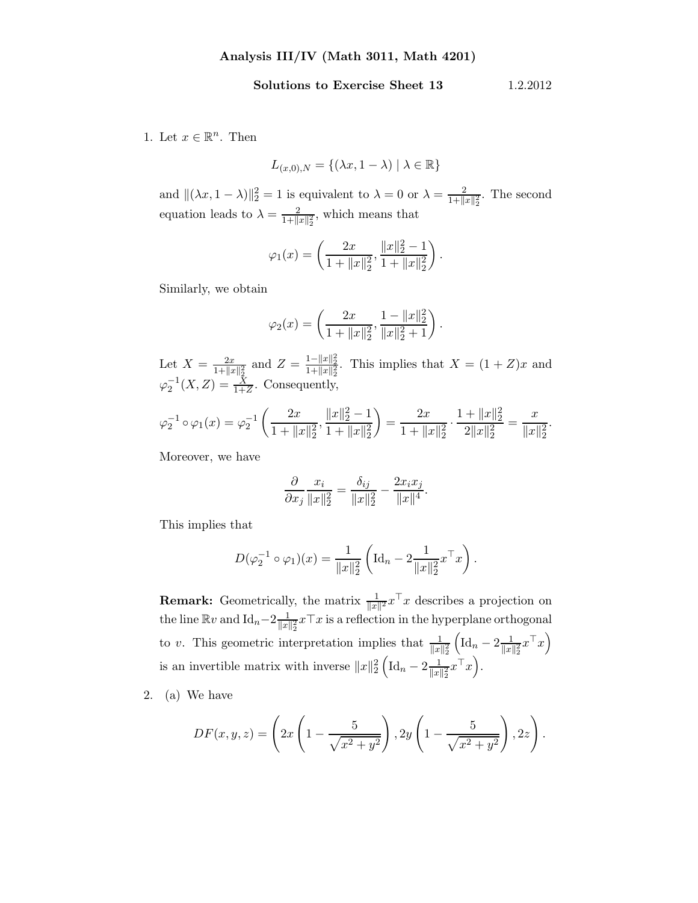**Analysis III/IV (Math 3011, Math 4201)**

**Solutions to Exercise Sheet 13** 1.2.2012

1. Let $x \in \mathbb{R}^n$. Then

$$L_{(x,0),N} = \{(\lambda x, 1-\lambda) \mid \lambda \in \mathbb{R}\}$$

and $\|(\lambda x, 1-\lambda)\|_2^2 = 1$ is equivalent to $\lambda = 0$ or $\lambda = \frac{2}{1+\|x\|_2^2}$. The second equation leads to $\lambda = \frac{2}{1+\|x\|_2^2}$, which means that

$$\varphi_1(x) = \left( \frac{2x}{1+\|x\|_2^2}, \frac{\|x\|_2^2 - 1}{1+\|x\|_2^2} \right).$$

Similarly, we obtain

$$\varphi_2(x) = \left( \frac{2x}{1+\|x\|_2^2}, \frac{1-\|x\|_2^2}{\|x\|_2^2 + 1} \right).$$

Let $X = \frac{2x}{1+\|x\|_2^2}$ and $Z = \frac{1-\|x\|_2^2}{1+\|x\|_2^2}$. This implies that $X = (1+Z)x$ and $\varphi_2^{-1}(X,Z) = \frac{X}{1+Z}$. Consequently,

$$\varphi_2^{-1} \circ \varphi_1(x) = \varphi_2^{-1}\left( \frac{2x}{1+\|x\|_2^2}, \frac{\|x\|_2^2 - 1}{1+\|x\|_2^2} \right) = \frac{2x}{1+\|x\|_2^2} \cdot \frac{1+\|x\|_2^2}{2\|x\|_2^2} = \frac{x}{\|x\|_2^2}.$$

Moreover, we have

$$\frac{\partial}{\partial x_j} \frac{x_i}{\|x\|_2^2} = \frac{\delta_{ij}}{\|x\|_2^2} - \frac{2x_i x_j}{\|x\|^4}.$$

This implies that

$$D(\varphi_2^{-1} \circ \varphi_1)(x) = \frac{1}{\|x\|_2^2} \left( \mathrm{Id}_n - 2\frac{1}{\|x\|_2^2} x^\top x \right).$$

**Remark:** Geometrically, the matrix $\frac{1}{\|x\|^2} x^\top x$ describes a projection on the line $\mathbb{R}v$ and $\mathrm{Id}_n - 2\frac{1}{\|x\|_2^2} x^\top x$ is a reflection in the hyperplane orthogonal to $v$. This geometric interpretation implies that $\frac{1}{\|x\|_2^2}\left(\mathrm{Id}_n - 2\frac{1}{\|x\|_2^2} x^\top x\right)$ is an invertible matrix with inverse $\|x\|_2^2 \left(\mathrm{Id}_n - 2\frac{1}{\|x\|_2^2} x^\top x\right)$.

2. (a) We have

$$DF(x,y,z) = \left( 2x\left(1 - \frac{5}{\sqrt{x^2+y^2}}\right), 2y\left(1 - \frac{5}{\sqrt{x^2+y^2}}\right), 2z \right).$$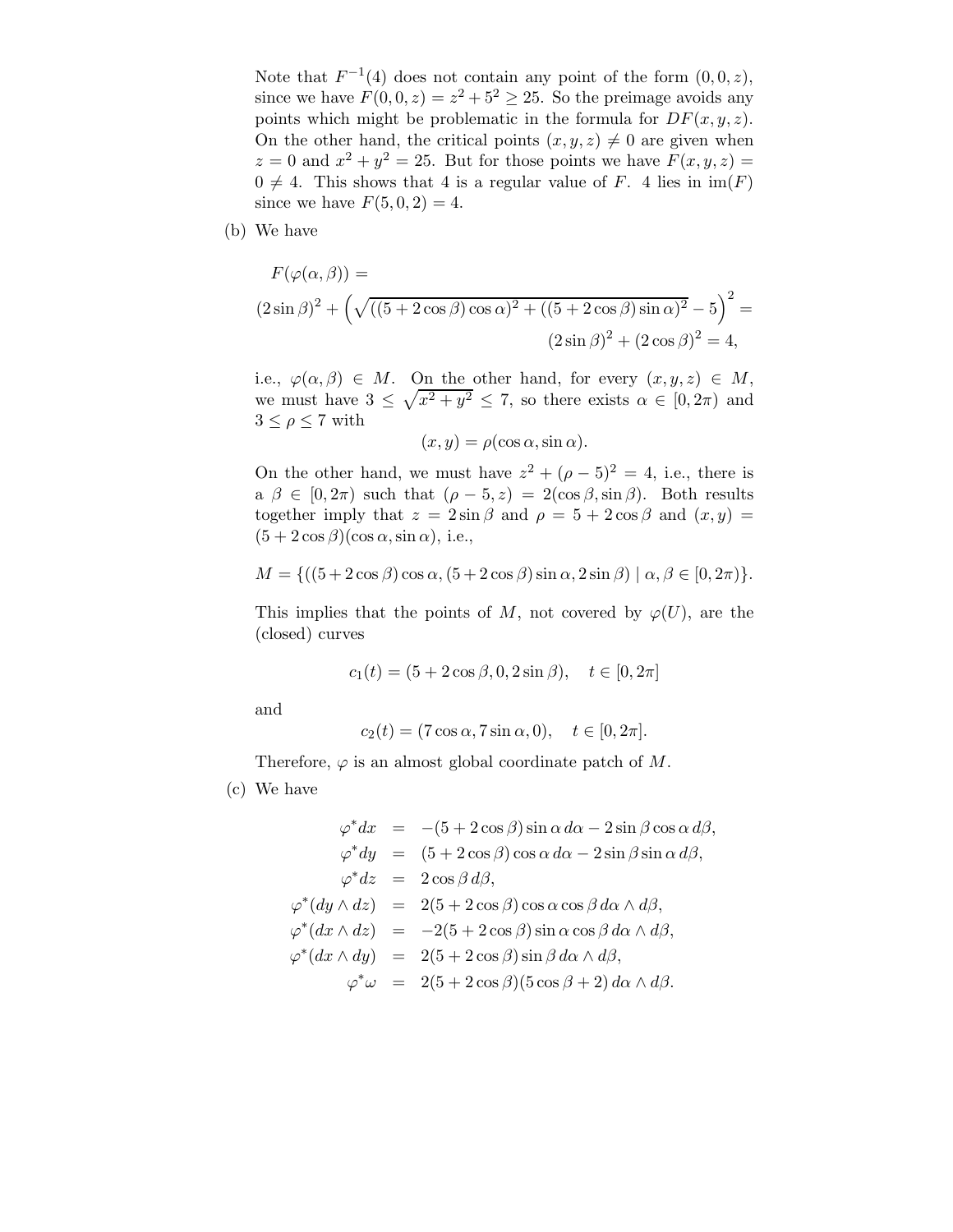Note that $F^{-1}(4)$ does not contain any point of the form $(0,0,z)$, since we have $F(0,0,z) = z^2 + 5^2 \geq 25$. So the preimage avoids any points which might be problematic in the formula for $DF(x,y,z)$. On the other hand, the critical points $(x,y,z) \neq 0$ are given when $z = 0$ and $x^2 + y^2 = 25$. But for those points we have $F(x,y,z) = 0 \neq 4$. This shows that 4 is a regular value of $F$. 4 lies in $\mathrm{im}(F)$ since we have $F(5,0,2) = 4$.

(b) We have

$$F(\varphi(\alpha,\beta)) =$$

$$(2\sin\beta)^2 + \left(\sqrt{((5+2\cos\beta)\cos\alpha)^2 + ((5+2\cos\beta)\sin\alpha)^2} - 5\right)^2 =$$

$$(2\sin\beta)^2 + (2\cos\beta)^2 = 4,$$

i.e., $\varphi(\alpha,\beta) \in M$. On the other hand, for every $(x,y,z) \in M$, we must have $3 \leq \sqrt{x^2+y^2} \leq 7$, so there exists $\alpha \in [0,2\pi)$ and $3 \leq \rho \leq 7$ with

$$(x,y) = \rho(\cos\alpha, \sin\alpha).$$

On the other hand, we must have $z^2 + (\rho - 5)^2 = 4$, i.e., there is a $\beta \in [0,2\pi)$ such that $(\rho - 5, z) = 2(\cos\beta, \sin\beta)$. Both results together imply that $z = 2\sin\beta$ and $\rho = 5 + 2\cos\beta$ and $(x,y) = (5+2\cos\beta)(\cos\alpha, \sin\alpha)$, i.e.,

$$M = \{((5+2\cos\beta)\cos\alpha, (5+2\cos\beta)\sin\alpha, 2\sin\beta) \mid \alpha, \beta \in [0,2\pi)\}.$$

This implies that the points of $M$, not covered by $\varphi(U)$, are the (closed) curves

$$c_1(t) = (5+2\cos\beta, 0, 2\sin\beta), \quad t \in [0,2\pi]$$

and

$$c_2(t) = (7\cos\alpha, 7\sin\alpha, 0), \quad t \in [0,2\pi].$$

Therefore, $\varphi$ is an almost global coordinate patch of $M$.

(c) We have

$$\begin{aligned}
\varphi^* dx &= -(5+2\cos\beta)\sin\alpha\, d\alpha - 2\sin\beta\cos\alpha\, d\beta, \\
\varphi^* dy &= (5+2\cos\beta)\cos\alpha\, d\alpha - 2\sin\beta\sin\alpha\, d\beta, \\
\varphi^* dz &= 2\cos\beta\, d\beta, \\
\varphi^*(dy \wedge dz) &= 2(5+2\cos\beta)\cos\alpha\cos\beta\, d\alpha \wedge d\beta, \\
\varphi^*(dx \wedge dz) &= -2(5+2\cos\beta)\sin\alpha\cos\beta\, d\alpha \wedge d\beta, \\
\varphi^*(dx \wedge dy) &= 2(5+2\cos\beta)\sin\beta\, d\alpha \wedge d\beta, \\
\varphi^*\omega &= 2(5+2\cos\beta)(5\cos\beta + 2)\, d\alpha \wedge d\beta.
\end{aligned}$$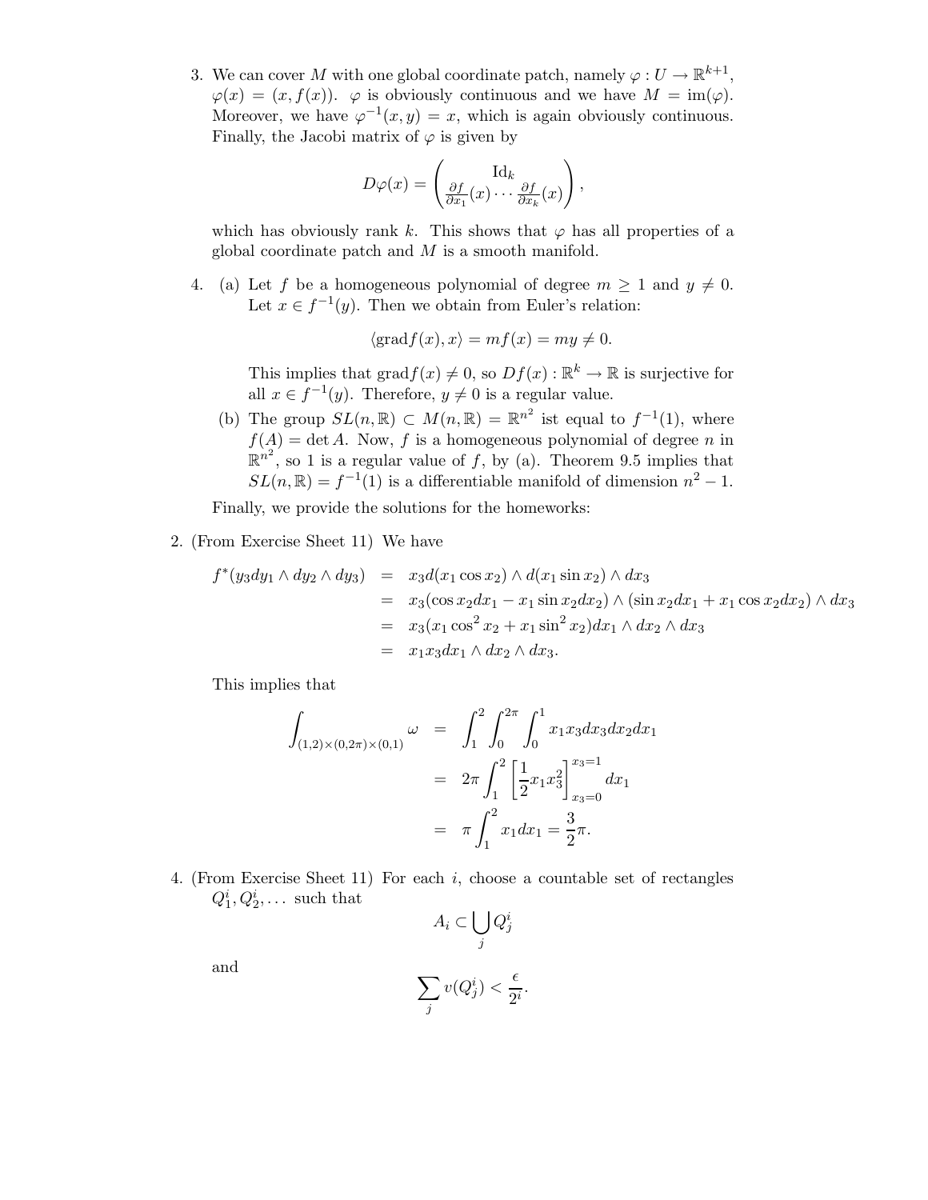3. We can cover $M$ with one global coordinate patch, namely $\varphi : U \to \mathbb{R}^{k+1}$, $\varphi(x) = (x, f(x))$. $\varphi$ is obviously continuous and we have $M = \mathrm{im}(\varphi)$. Moreover, we have $\varphi^{-1}(x, y) = x$, which is again obviously continuous. Finally, the Jacobi matrix of $\varphi$ is given by

$$D\varphi(x) = \begin{pmatrix} \mathrm{Id}_k \\ \frac{\partial f}{\partial x_1}(x) \cdots \frac{\partial f}{\partial x_k}(x) \end{pmatrix},$$

which has obviously rank $k$. This shows that $\varphi$ has all properties of a global coordinate patch and $M$ is a smooth manifold.

4. (a) Let $f$ be a homogeneous polynomial of degree $m \geq 1$ and $y \neq 0$. Let $x \in f^{-1}(y)$. Then we obtain from Euler's relation:

$$\langle \mathrm{grad} f(x), x \rangle = m f(x) = m y \neq 0.$$

This implies that $\mathrm{grad} f(x) \neq 0$, so $Df(x) : \mathbb{R}^k \to \mathbb{R}$ is surjective for all $x \in f^{-1}(y)$. Therefore, $y \neq 0$ is a regular value.

(b) The group $SL(n, \mathbb{R}) \subset M(n, \mathbb{R}) = \mathbb{R}^{n^2}$ ist equal to $f^{-1}(1)$, where $f(A) = \det A$. Now, $f$ is a homogeneous polynomial of degree $n$ in $\mathbb{R}^{n^2}$, so 1 is a regular value of $f$, by (a). Theorem 9.5 implies that $SL(n, \mathbb{R}) = f^{-1}(1)$ is a differentiable manifold of dimension $n^2 - 1$.

Finally, we provide the solutions for the homeworks:

2. (From Exercise Sheet 11) We have

$$\begin{aligned}
f^*(y_3 dy_1 \wedge dy_2 \wedge dy_3) &= x_3 d(x_1 \cos x_2) \wedge d(x_1 \sin x_2) \wedge dx_3 \\
&= x_3 (\cos x_2 dx_1 - x_1 \sin x_2 dx_2) \wedge (\sin x_2 dx_1 + x_1 \cos x_2 dx_2) \wedge dx_3 \\
&= x_3 (x_1 \cos^2 x_2 + x_1 \sin^2 x_2) dx_1 \wedge dx_2 \wedge dx_3 \\
&= x_1 x_3 dx_1 \wedge dx_2 \wedge dx_3.
\end{aligned}$$

This implies that

$$\begin{aligned}
\int_{(1,2)\times(0,2\pi)\times(0,1)} \omega &= \int_1^2 \int_0^{2\pi} \int_0^1 x_1 x_3 dx_3 dx_2 dx_1 \\
&= 2\pi \int_1^2 \left[ \frac{1}{2} x_1 x_3^2 \right]_{x_3=0}^{x_3=1} dx_1 \\
&= \pi \int_1^2 x_1 dx_1 = \frac{3}{2}\pi.
\end{aligned}$$

4. (From Exercise Sheet 11) For each $i$, choose a countable set of rectangles $Q_1^i, Q_2^i, \ldots$ such that

$$A_i \subset \bigcup_j Q_j^i$$

and

$$\sum_j v(Q_j^i) < \frac{\epsilon}{2^i}.$$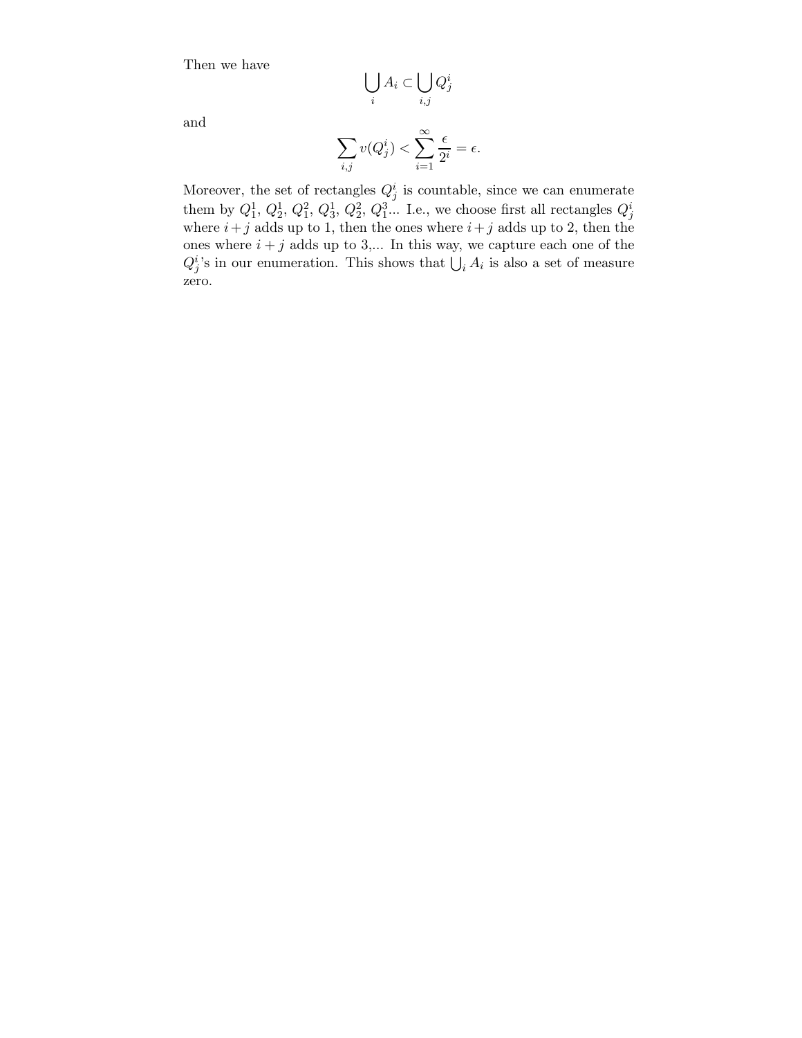Then we have

$$\bigcup_i A_i \subset \bigcup_{i,j} Q_j^i$$

and

$$\sum_{i,j} v(Q_j^i) < \sum_{i=1}^{\infty} \frac{\epsilon}{2^i} = \epsilon.$$

Moreover, the set of rectangles $Q_j^i$ is countable, since we can enumerate them by $Q_1^1$, $Q_2^1$, $Q_1^2$, $Q_3^1$, $Q_2^2$, $Q_1^3$... I.e., we choose first all rectangles $Q_j^i$ where $i+j$ adds up to 1, then the ones where $i+j$ adds up to 2, then the ones where $i+j$ adds up to 3,... In this way, we capture each one of the $Q_j^i$'s in our enumeration. This shows that $\bigcup_i A_i$ is also a set of measure zero.